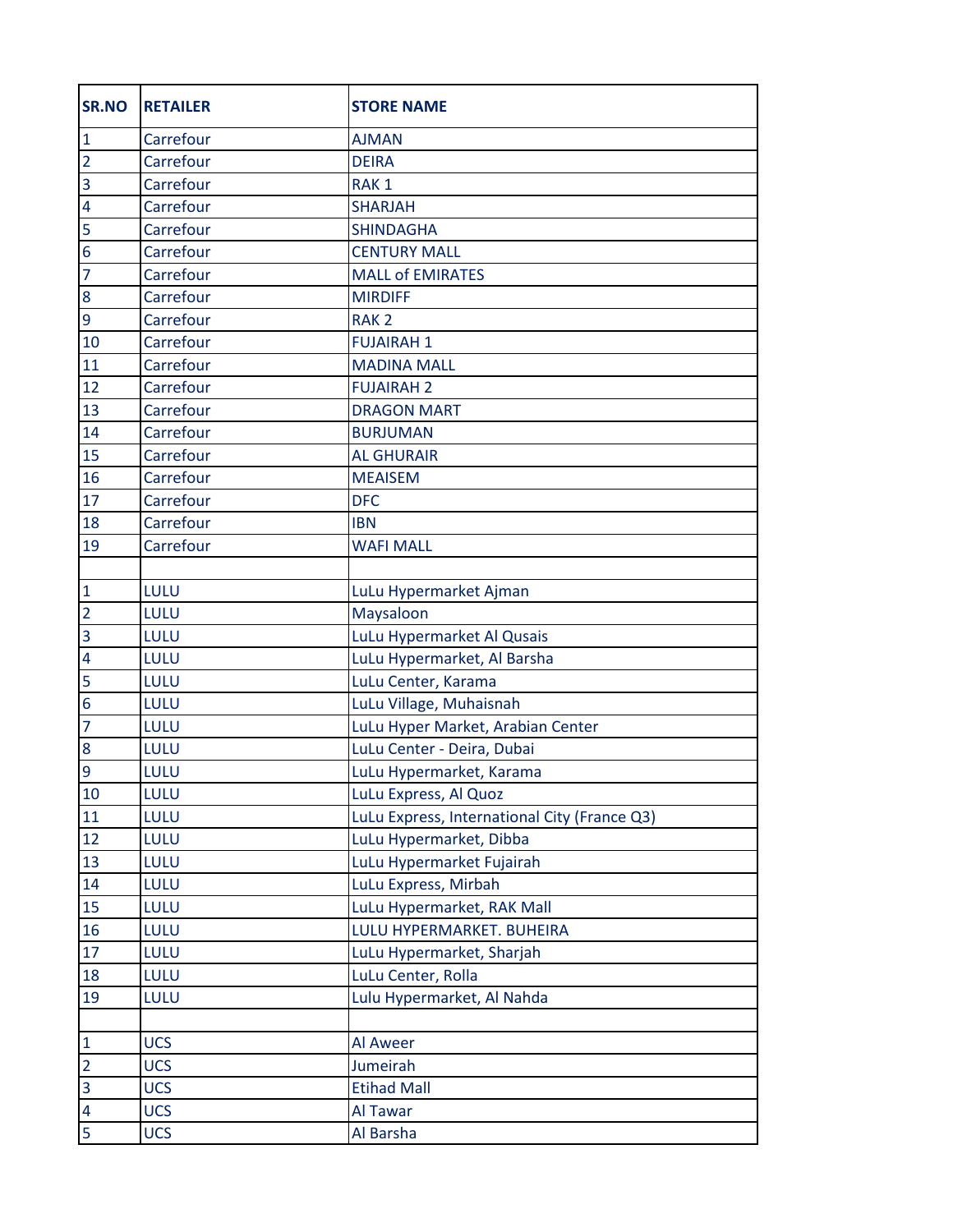| SR.NO | RETAILER | STORE NAME |
|---|---|---|
| 1 | Carrefour | AJMAN |
| 2 | Carrefour | DEIRA |
| 3 | Carrefour | RAK 1 |
| 4 | Carrefour | SHARJAH |
| 5 | Carrefour | SHINDAGHA |
| 6 | Carrefour | CENTURY MALL |
| 7 | Carrefour | MALL of EMIRATES |
| 8 | Carrefour | MIRDIFF |
| 9 | Carrefour | RAK 2 |
| 10 | Carrefour | FUJAIRAH 1 |
| 11 | Carrefour | MADINA MALL |
| 12 | Carrefour | FUJAIRAH 2 |
| 13 | Carrefour | DRAGON MART |
| 14 | Carrefour | BURJUMAN |
| 15 | Carrefour | AL GHURAIR |
| 16 | Carrefour | MEAISEM |
| 17 | Carrefour | DFC |
| 18 | Carrefour | IBN |
| 19 | Carrefour | WAFI MALL |
| | | |
| 1 | LULU | LuLu Hypermarket Ajman |
| 2 | LULU | Maysaloon |
| 3 | LULU | LuLu Hypermarket Al Qusais |
| 4 | LULU | LuLu Hypermarket, Al Barsha |
| 5 | LULU | LuLu Center, Karama |
| 6 | LULU | LuLu Village, Muhaisnah |
| 7 | LULU | LuLu Hyper Market, Arabian Center |
| 8 | LULU | LuLu Center - Deira, Dubai |
| 9 | LULU | LuLu Hypermarket, Karama |
| 10 | LULU | LuLu Express, Al Quoz |
| 11 | LULU | LuLu Express, International City (France Q3) |
| 12 | LULU | LuLu Hypermarket, Dibba |
| 13 | LULU | LuLu Hypermarket Fujairah |
| 14 | LULU | LuLu Express, Mirbah |
| 15 | LULU | LuLu Hypermarket, RAK Mall |
| 16 | LULU | LULU HYPERMARKET. BUHEIRA |
| 17 | LULU | LuLu Hypermarket, Sharjah |
| 18 | LULU | LuLu Center, Rolla |
| 19 | LULU | Lulu Hypermarket, Al Nahda |
| | | |
| 1 | UCS | Al Aweer |
| 2 | UCS | Jumeirah |
| 3 | UCS | Etihad Mall |
| 4 | UCS | Al Tawar |
| 5 | UCS | Al Barsha |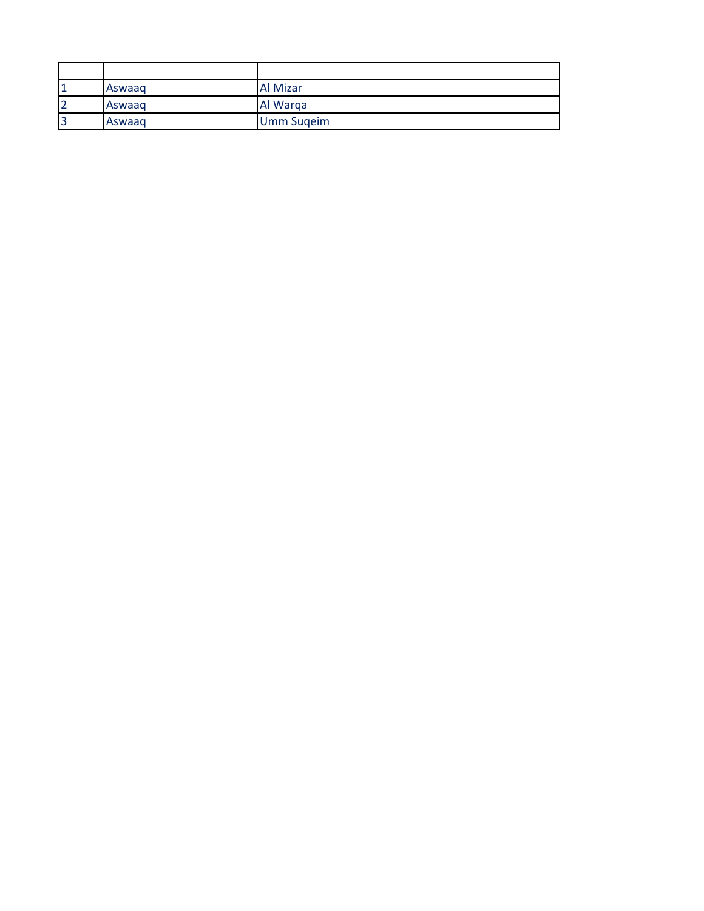| | | |
|---|---|---|
| 1 | Aswaaq | Al Mizar |
| 2 | Aswaaq | Al Warqa |
| 3 | Aswaaq | Umm Suqeim |